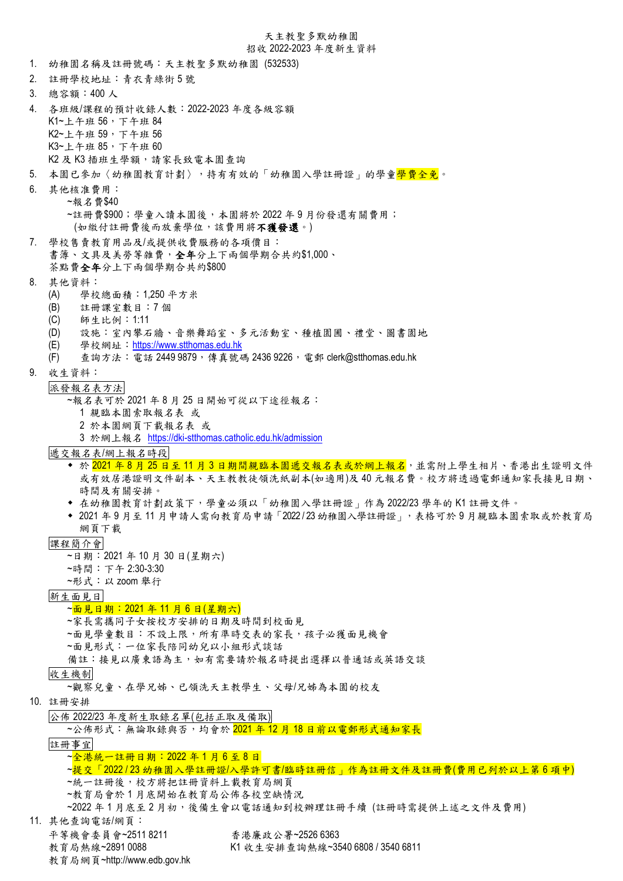# 天主教聖多默幼稚園
## 招收 2022-2023 年度新生資料

1. 幼稚園名稱及註冊號碼：天主教聖多默幼稚園 (532533)
2. 註冊學校地址：青衣青綠街 5 號
3. 總容額：400 人
4. 各班級/課程的預計收錄人數：2022-2023 年度各級容額
   K1~上午班 56，下午班 84
   K2~上午班 59，下午班 56
   K3~上午班 85，下午班 60
   K2 及 K3 插班生學額，請家長致電本園查詢
5. 本園已參加〈幼稚園教育計劃〉，持有有效的「幼稚園入學註冊證」的學童學費全免。
6. 其他核准費用：
   ~報名費$40
   ~註冊費$900；學童入讀本園後，本園將於 2022 年 9 月份發還有關費用；
   (如繳付註冊費後而放棄學位，該費用將**不獲發還**。)
7. 學校售賣教育用品及/或提供收費服務的各項價目：
   書簿、文具及美勞等雜費，**全年**分上下兩個學期合共約$1,000、
   茶點費**全年**分上下兩個學期合共約$800
8. 其他資料：
   (A) 學校總面積：1,250 平方米
   (B) 註冊課室數目：7 個
   (C) 師生比例：1:11
   (D) 設施：室內攀石牆、音樂舞蹈室、多元活動室、種植園圃、禮堂、圖書園地
   (E) 學校網址：https://www.stthomas.edu.hk
   (F) 查詢方法：電話 2449 9879，傳真號碼 2436 9226，電郵 clerk@stthomas.edu.hk
9. 收生資料：

   派發報名表方法
   ~報名表可於 2021 年 8 月 25 日開始可從以下途徑報名：
   1 親臨本園索取報名表 或
   2 於本園網頁下載報名表 或
   3 於網上報名 https://dki-stthomas.catholic.edu.hk/admission

   遞交報名表/網上報名時段
   - 於 2021 年 8 月 25 日至 11 月 3 日期間親臨本園遞交報名表或於網上報名，並需附上學生相片、香港出生證明文件或有效居港證明文件副本、天主教教徒領洗紙副本(如適用)及 40 元報名費。校方將透過電郵通知家長接見日期、時間及有關安排。
   - 在幼稚園教育計劃政策下，學童必須以「幼稚園入學註冊證」作為 2022/23 學年的 K1 註冊文件。
   - 2021 年 9 月至 11 月申請人需向教育局申請「2022 / 23 幼稚園入學註冊證」，表格可於 9 月親臨本園索取或於教育局網頁下載

   課程簡介會
   ~日期：2021 年 10 月 30 日(星期六)
   ~時間：下午 2:30-3:30
   ~形式：以 zoom 舉行

   新生面見日
   ~面見日期：2021 年 11 月 6 日(星期六)
   ~家長需攜同子女按校方安排的日期及時間到校面見
   ~面見學童數目：不設上限，所有準時交表的家長，孩子必獲面見機會
   ~面見形式：一位家長陪同幼兒以小組形式談話
   備註：接見以廣東語為主，如有需要請於報名時提出選擇以普通話或英語交談

   收生機制
   ~觀察兒童、在學兄姊、已領洗天主教學生、父母/兄姊為本園的校友
10. 註冊安排

   公佈 2022/23 年度新生取錄名單(包括正取及備取)
   ~公佈形式：無論取錄與否，均會於 2021 年 12 月 18 日前以電郵形式通知家長

   註冊事宜
   ~全港統一註冊日期：2022 年 1 月 6 至 8 日
   ~提交「2022 / 23 幼稚園入學註冊證/入學許可書/臨時註冊信」作為註冊文件及註冊費(費用已列於以上第 6 項中)
   ~統一註冊後，校方將把註冊資料上載教育局網頁
   ~教育局會於 1 月底開始在教育局公佈各校空缺情況
   ~2022 年 1 月底至 2 月初，後備生會以電話通知到校辦理註冊手續 (註冊時需提供上述之文件及費用)
11. 其他查詢電話/網頁：
   平等機會委員會~2511 8211
   香港廉政公署~2526 6363
   教育局熱線~2891 0088
   K1 收生安排查詢熱線~3540 6808 / 3540 6811
   教育局網頁~http://www.edb.gov.hk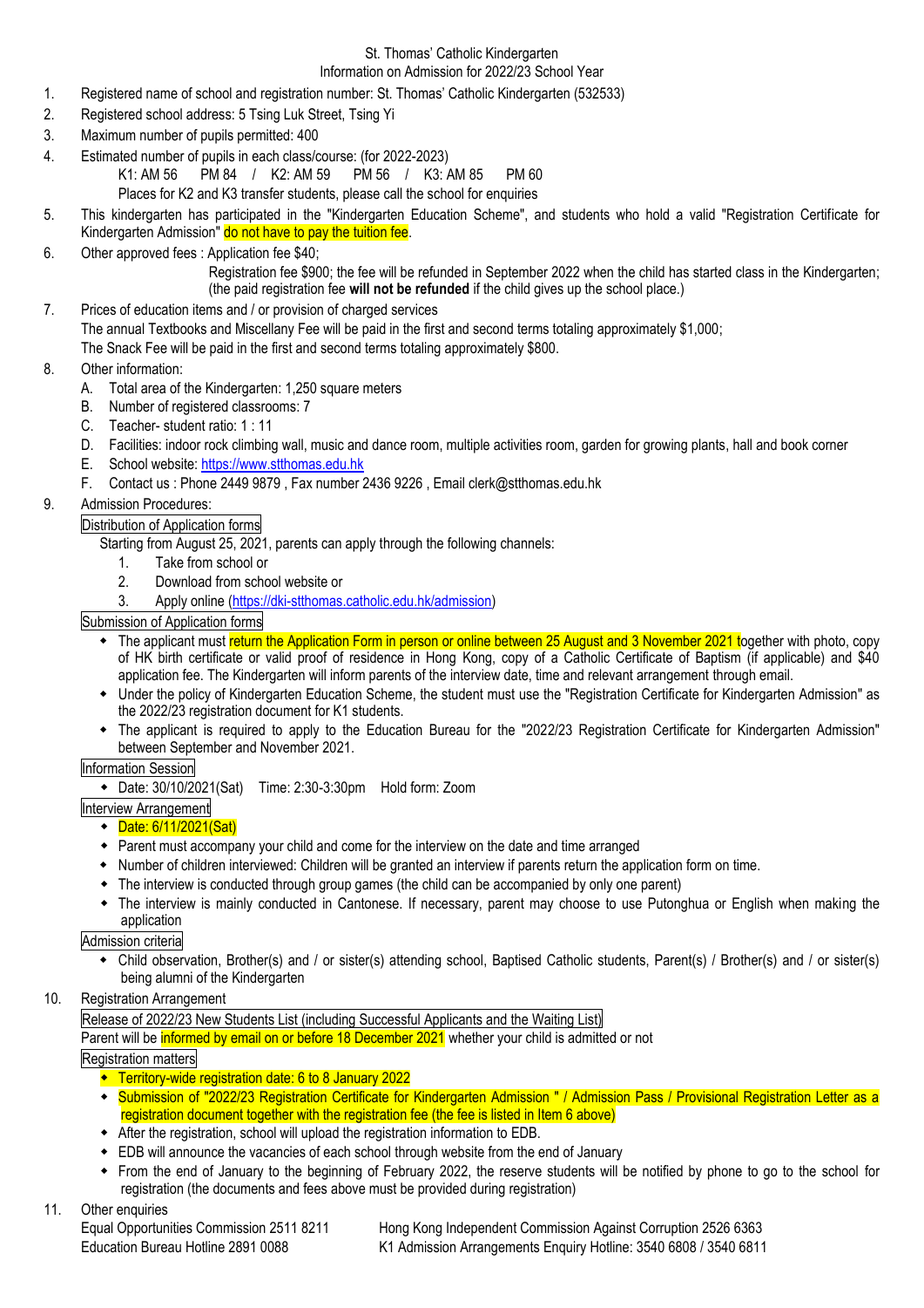# St. Thomas' Catholic Kindergarten

## Information on Admission for 2022/23 School Year

1. Registered name of school and registration number: St. Thomas' Catholic Kindergarten (532533)
2. Registered school address: 5 Tsing Luk Street, Tsing Yi
3. Maximum number of pupils permitted: 400
4. Estimated number of pupils in each class/course: (for 2022-2023)
   K1: AM 56 PM 84 / K2: AM 59 PM 56 / K3: AM 85 PM 60
   Places for K2 and K3 transfer students, please call the school for enquiries
5. This kindergarten has participated in the "Kindergarten Education Scheme", and students who hold a valid "Registration Certificate for Kindergarten Admission" do not have to pay the tuition fee.
6. Other approved fees : Application fee $40;
   Registration fee $900; the fee will be refunded in September 2022 when the child has started class in the Kindergarten; (the paid registration fee **will not be refunded** if the child gives up the school place.)
7. Prices of education items and / or provision of charged services
   The annual Textbooks and Miscellany Fee will be paid in the first and second terms totaling approximately $1,000;
   The Snack Fee will be paid in the first and second terms totaling approximately $800.
8. Other information:
   A. Total area of the Kindergarten: 1,250 square meters
   B. Number of registered classrooms: 7
   C. Teacher- student ratio: 1 : 11
   D. Facilities: indoor rock climbing wall, music and dance room, multiple activities room, garden for growing plants, hall and book corner
   E. School website: https://www.stthomas.edu.hk
   F. Contact us : Phone 2449 9879 , Fax number 2436 9226 , Email clerk@stthomas.edu.hk
9. Admission Procedures:

   Distribution of Application forms

   Starting from August 25, 2021, parents can apply through the following channels:
   1. Take from school or
   2. Download from school website or
   3. Apply online (https://dki-stthomas.catholic.edu.hk/admission)

   Submission of Application forms

   - The applicant must return the Application Form in person or online between 25 August and 3 November 2021 together with photo, copy of HK birth certificate or valid proof of residence in Hong Kong, copy of a Catholic Certificate of Baptism (if applicable) and $40 application fee. The Kindergarten will inform parents of the interview date, time and relevant arrangement through email.
   - Under the policy of Kindergarten Education Scheme, the student must use the "Registration Certificate for Kindergarten Admission" as the 2022/23 registration document for K1 students.
   - The applicant is required to apply to the Education Bureau for the "2022/23 Registration Certificate for Kindergarten Admission" between September and November 2021.

   Information Session

   - Date: 30/10/2021(Sat) Time: 2:30-3:30pm Hold form: Zoom

   Interview Arrangement

   - Date: 6/11/2021(Sat)
   - Parent must accompany your child and come for the interview on the date and time arranged
   - Number of children interviewed: Children will be granted an interview if parents return the application form on time.
   - The interview is conducted through group games (the child can be accompanied by only one parent)
   - The interview is mainly conducted in Cantonese. If necessary, parent may choose to use Putonghua or English when making the application

   Admission criteria

   - Child observation, Brother(s) and / or sister(s) attending school, Baptised Catholic students, Parent(s) / Brother(s) and / or sister(s) being alumni of the Kindergarten

10. Registration Arrangement

    Release of 2022/23 New Students List (including Successful Applicants and the Waiting List)

    Parent will be informed by email on or before 18 December 2021 whether your child is admitted or not

    Registration matters

    - Territory-wide registration date: 6 to 8 January 2022
    - Submission of "2022/23 Registration Certificate for Kindergarten Admission " / Admission Pass / Provisional Registration Letter as a registration document together with the registration fee (the fee is listed in Item 6 above)
    - After the registration, school will upload the registration information to EDB.
    - EDB will announce the vacancies of each school through website from the end of January
    - From the end of January to the beginning of February 2022, the reserve students will be notified by phone to go to the school for registration (the documents and fees above must be provided during registration)

11. Other enquiries

    Equal Opportunities Commission 2511 8211
    Hong Kong Independent Commission Against Corruption 2526 6363
    Education Bureau Hotline 2891 0088
    K1 Admission Arrangements Enquiry Hotline: 3540 6808 / 3540 6811